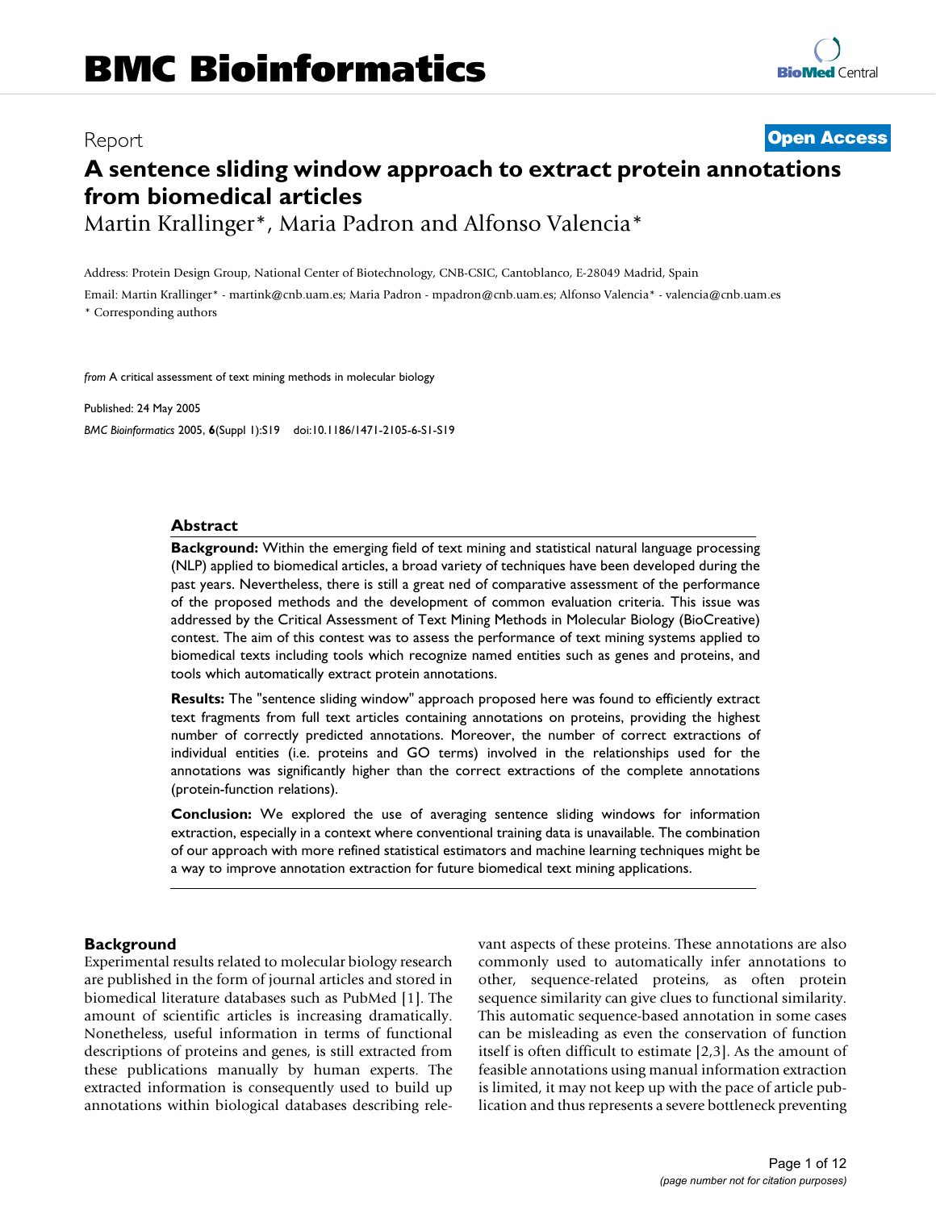Report **Open Access**

# A sentence sliding window approach to extract protein annotations from biomedical articles

Martin Krallinger*, Maria Padron and Alfonso Valencia*

Address: Protein Design Group, National Center of Biotechnology, CNB-CSIC, Cantoblanco, E-28049 Madrid, Spain

Email: Martin Krallinger* - martink@cnb.uam.es; Maria Padron - mpadron@cnb.uam.es; Alfonso Valencia* - valencia@cnb.uam.es

\* Corresponding authors

*from* A critical assessment of text mining methods in molecular biology

Published: 24 May 2005

*BMC Bioinformatics* 2005, **6**(Suppl 1):S19 doi:10.1186/1471-2105-6-S1-S19

## Abstract

**Background:** Within the emerging field of text mining and statistical natural language processing (NLP) applied to biomedical articles, a broad variety of techniques have been developed during the past years. Nevertheless, there is still a great ned of comparative assessment of the performance of the proposed methods and the development of common evaluation criteria. This issue was addressed by the Critical Assessment of Text Mining Methods in Molecular Biology (BioCreative) contest. The aim of this contest was to assess the performance of text mining systems applied to biomedical texts including tools which recognize named entities such as genes and proteins, and tools which automatically extract protein annotations.

**Results:** The "sentence sliding window" approach proposed here was found to efficiently extract text fragments from full text articles containing annotations on proteins, providing the highest number of correctly predicted annotations. Moreover, the number of correct extractions of individual entities (i.e. proteins and GO terms) involved in the relationships used for the annotations was significantly higher than the correct extractions of the complete annotations (protein-function relations).

**Conclusion:** We explored the use of averaging sentence sliding windows for information extraction, especially in a context where conventional training data is unavailable. The combination of our approach with more refined statistical estimators and machine learning techniques might be a way to improve annotation extraction for future biomedical text mining applications.

## Background

Experimental results related to molecular biology research are published in the form of journal articles and stored in biomedical literature databases such as PubMed [1]. The amount of scientific articles is increasing dramatically. Nonetheless, useful information in terms of functional descriptions of proteins and genes, is still extracted from these publications manually by human experts. The extracted information is consequently used to build up annotations within biological databases describing relevant aspects of these proteins. These annotations are also commonly used to automatically infer annotations to other, sequence-related proteins, as often protein sequence similarity can give clues to functional similarity. This automatic sequence-based annotation in some cases can be misleading as even the conservation of function itself is often difficult to estimate [2,3]. As the amount of feasible annotations using manual information extraction is limited, it may not keep up with the pace of article publication and thus represents a severe bottleneck preventing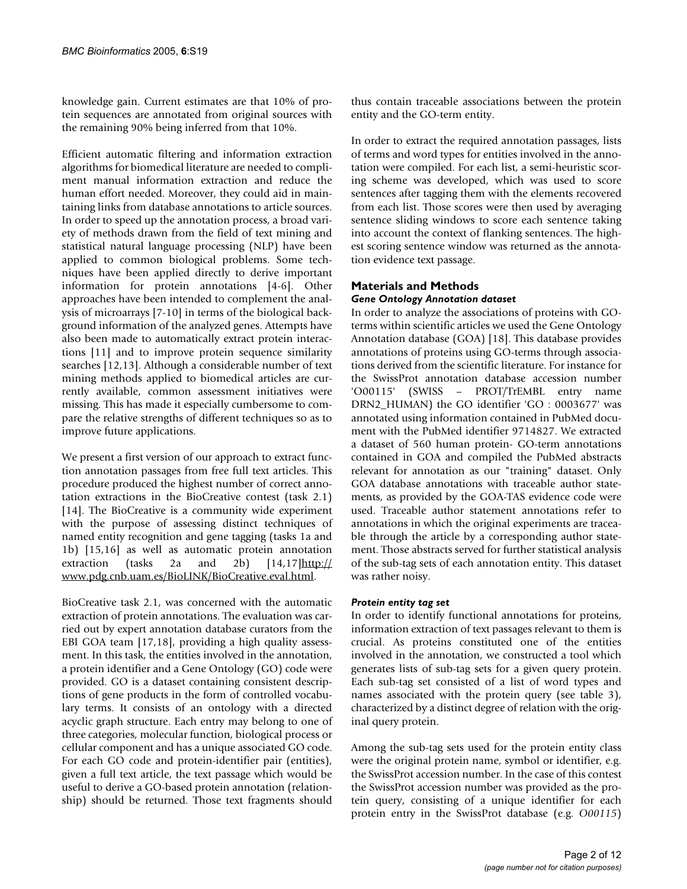knowledge gain. Current estimates are that 10% of protein sequences are annotated from original sources with the remaining 90% being inferred from that 10%.

Efficient automatic filtering and information extraction algorithms for biomedical literature are needed to compliment manual information extraction and reduce the human effort needed. Moreover, they could aid in maintaining links from database annotations to article sources. In order to speed up the annotation process, a broad variety of methods drawn from the field of text mining and statistical natural language processing (NLP) have been applied to common biological problems. Some techniques have been applied directly to derive important information for protein annotations [4-6]. Other approaches have been intended to complement the analysis of microarrays [7-10] in terms of the biological background information of the analyzed genes. Attempts have also been made to automatically extract protein interactions [11] and to improve protein sequence similarity searches [12,13]. Although a considerable number of text mining methods applied to biomedical articles are currently available, common assessment initiatives were missing. This has made it especially cumbersome to compare the relative strengths of different techniques so as to improve future applications.

We present a first version of our approach to extract function annotation passages from free full text articles. This procedure produced the highest number of correct annotation extractions in the BioCreative contest (task 2.1) [14]. The BioCreative is a community wide experiment with the purpose of assessing distinct techniques of named entity recognition and gene tagging (tasks 1a and 1b) [15,16] as well as automatic protein annotation extraction (tasks 2a and 2b) [14,17]http://www.pdg.cnb.uam.es/BioLINK/BioCreative.eval.html.

BioCreative task 2.1, was concerned with the automatic extraction of protein annotations. The evaluation was carried out by expert annotation database curators from the EBI GOA team [17,18], providing a high quality assessment. In this task, the entities involved in the annotation, a protein identifier and a Gene Ontology (GO) code were provided. GO is a dataset containing consistent descriptions of gene products in the form of controlled vocabulary terms. It consists of an ontology with a directed acyclic graph structure. Each entry may belong to one of three categories, molecular function, biological process or cellular component and has a unique associated GO code. For each GO code and protein-identifier pair (entities), given a full text article, the text passage which would be useful to derive a GO-based protein annotation (relationship) should be returned. Those text fragments should thus contain traceable associations between the protein entity and the GO-term entity.

In order to extract the required annotation passages, lists of terms and word types for entities involved in the annotation were compiled. For each list, a semi-heuristic scoring scheme was developed, which was used to score sentences after tagging them with the elements recovered from each list. Those scores were then used by averaging sentence sliding windows to score each sentence taking into account the context of flanking sentences. The highest scoring sentence window was returned as the annotation evidence text passage.

## Materials and Methods

### *Gene Ontology Annotation dataset*

In order to analyze the associations of proteins with GO-terms within scientific articles we used the Gene Ontology Annotation database (GOA) [18]. This database provides annotations of proteins using GO-terms through associations derived from the scientific literature. For instance for the SwissProt annotation database accession number 'O00115' (SWISS – PROT/TrEMBL entry name DRN2_HUMAN) the GO identifier 'GO : 0003677' was annotated using information contained in PubMed document with the PubMed identifier 9714827. We extracted a dataset of 560 human protein- GO-term annotations contained in GOA and compiled the PubMed abstracts relevant for annotation as our "training" dataset. Only GOA database annotations with traceable author statements, as provided by the GOA-TAS evidence code were used. Traceable author statement annotations refer to annotations in which the original experiments are traceable through the article by a corresponding author statement. Those abstracts served for further statistical analysis of the sub-tag sets of each annotation entity. This dataset was rather noisy.

### *Protein entity tag set*

In order to identify functional annotations for proteins, information extraction of text passages relevant to them is crucial. As proteins constituted one of the entities involved in the annotation, we constructed a tool which generates lists of sub-tag sets for a given query protein. Each sub-tag set consisted of a list of word types and names associated with the protein query (see table 3), characterized by a distinct degree of relation with the original query protein.

Among the sub-tag sets used for the protein entity class were the original protein name, symbol or identifier, e.g. the SwissProt accession number. In the case of this contest the SwissProt accession number was provided as the protein query, consisting of a unique identifier for each protein entry in the SwissProt database (e.g. *O00115*)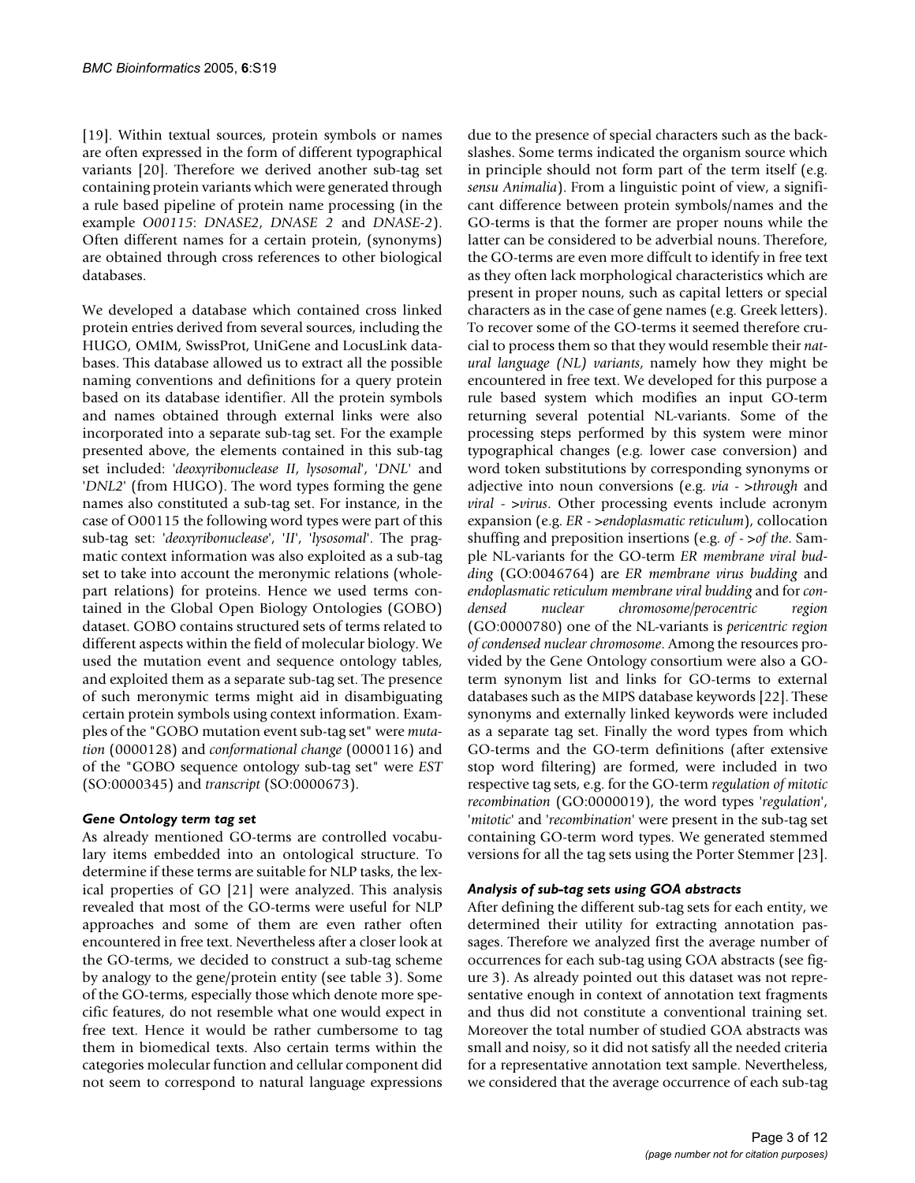[19]. Within textual sources, protein symbols or names are often expressed in the form of different typographical variants [20]. Therefore we derived another sub-tag set containing protein variants which were generated through a rule based pipeline of protein name processing (in the example *O00115*: *DNASE2*, *DNASE 2* and *DNASE-2*). Often different names for a certain protein, (synonyms) are obtained through cross references to other biological databases.

We developed a database which contained cross linked protein entries derived from several sources, including the HUGO, OMIM, SwissProt, UniGene and LocusLink databases. This database allowed us to extract all the possible naming conventions and definitions for a query protein based on its database identifier. All the protein symbols and names obtained through external links were also incorporated into a separate sub-tag set. For the example presented above, the elements contained in this sub-tag set included: '*deoxyribonuclease II*, *lysosomal*', '*DNL*' and '*DNL2*' (from HUGO). The word types forming the gene names also constituted a sub-tag set. For instance, in the case of O00115 the following word types were part of this sub-tag set: '*deoxyribonuclease*', '*II*', '*lysosomal*'. The pragmatic context information was also exploited as a sub-tag set to take into account the meronymic relations (whole-part relations) for proteins. Hence we used terms contained in the Global Open Biology Ontologies (GOBO) dataset. GOBO contains structured sets of terms related to different aspects within the field of molecular biology. We used the mutation event and sequence ontology tables, and exploited them as a separate sub-tag set. The presence of such meronymic terms might aid in disambiguating certain protein symbols using context information. Examples of the "GOBO mutation event sub-tag set" were *mutation* (0000128) and *conformational change* (0000116) and of the "GOBO sequence ontology sub-tag set" were *EST* (SO:0000345) and *transcript* (SO:0000673).

#### *Gene Ontology term tag set*

As already mentioned GO-terms are controlled vocabulary items embedded into an ontological structure. To determine if these terms are suitable for NLP tasks, the lexical properties of GO [21] were analyzed. This analysis revealed that most of the GO-terms were useful for NLP approaches and some of them are even rather often encountered in free text. Nevertheless after a closer look at the GO-terms, we decided to construct a sub-tag scheme by analogy to the gene/protein entity (see table 3). Some of the GO-terms, especially those which denote more specific features, do not resemble what one would expect in free text. Hence it would be rather cumbersome to tag them in biomedical texts. Also certain terms within the categories molecular function and cellular component did not seem to correspond to natural language expressions due to the presence of special characters such as the backslashes. Some terms indicated the organism source which in principle should not form part of the term itself (e.g. *sensu Animalia*). From a linguistic point of view, a significant difference between protein symbols/names and the GO-terms is that the former are proper nouns while the latter can be considered to be adverbial nouns. Therefore, the GO-terms are even more diffcult to identify in free text as they often lack morphological characteristics which are present in proper nouns, such as capital letters or special characters as in the case of gene names (e.g. Greek letters). To recover some of the GO-terms it seemed therefore crucial to process them so that they would resemble their *natural language (NL) variants*, namely how they might be encountered in free text. We developed for this purpose a rule based system which modifies an input GO-term returning several potential NL-variants. Some of the processing steps performed by this system were minor typographical changes (e.g. lower case conversion) and word token substitutions by corresponding synonyms or adjective into noun conversions (e.g. *via - >through* and *viral - >virus*. Other processing events include acronym expansion (e.g. *ER - >endoplasmatic reticulum*), collocation shuffling and preposition insertions (e.g. *of - >of the*. Sample NL-variants for the GO-term *ER membrane viral budding* (GO:0046764) are *ER membrane virus budding* and *endoplasmatic reticulum membrane viral budding* and for *condensed nuclear chromosome/perocentric region* (GO:0000780) one of the NL-variants is *pericentric region of condensed nuclear chromosome*. Among the resources provided by the Gene Ontology consortium were also a GO-term synonym list and links for GO-terms to external databases such as the MIPS database keywords [22]. These synonyms and externally linked keywords were included as a separate tag set. Finally the word types from which GO-terms and the GO-term definitions (after extensive stop word filtering) are formed, were included in two respective tag sets, e.g. for the GO-term *regulation of mitotic recombination* (GO:0000019), the word types '*regulation*', '*mitotic*' and '*recombination*' were present in the sub-tag set containing GO-term word types. We generated stemmed versions for all the tag sets using the Porter Stemmer [23].

#### *Analysis of sub-tag sets using GOA abstracts*

After defining the different sub-tag sets for each entity, we determined their utility for extracting annotation passages. Therefore we analyzed first the average number of occurrences for each sub-tag using GOA abstracts (see figure 3). As already pointed out this dataset was not representative enough in context of annotation text fragments and thus did not constitute a conventional training set. Moreover the total number of studied GOA abstracts was small and noisy, so it did not satisfy all the needed criteria for a representative annotation text sample. Nevertheless, we considered that the average occurrence of each sub-tag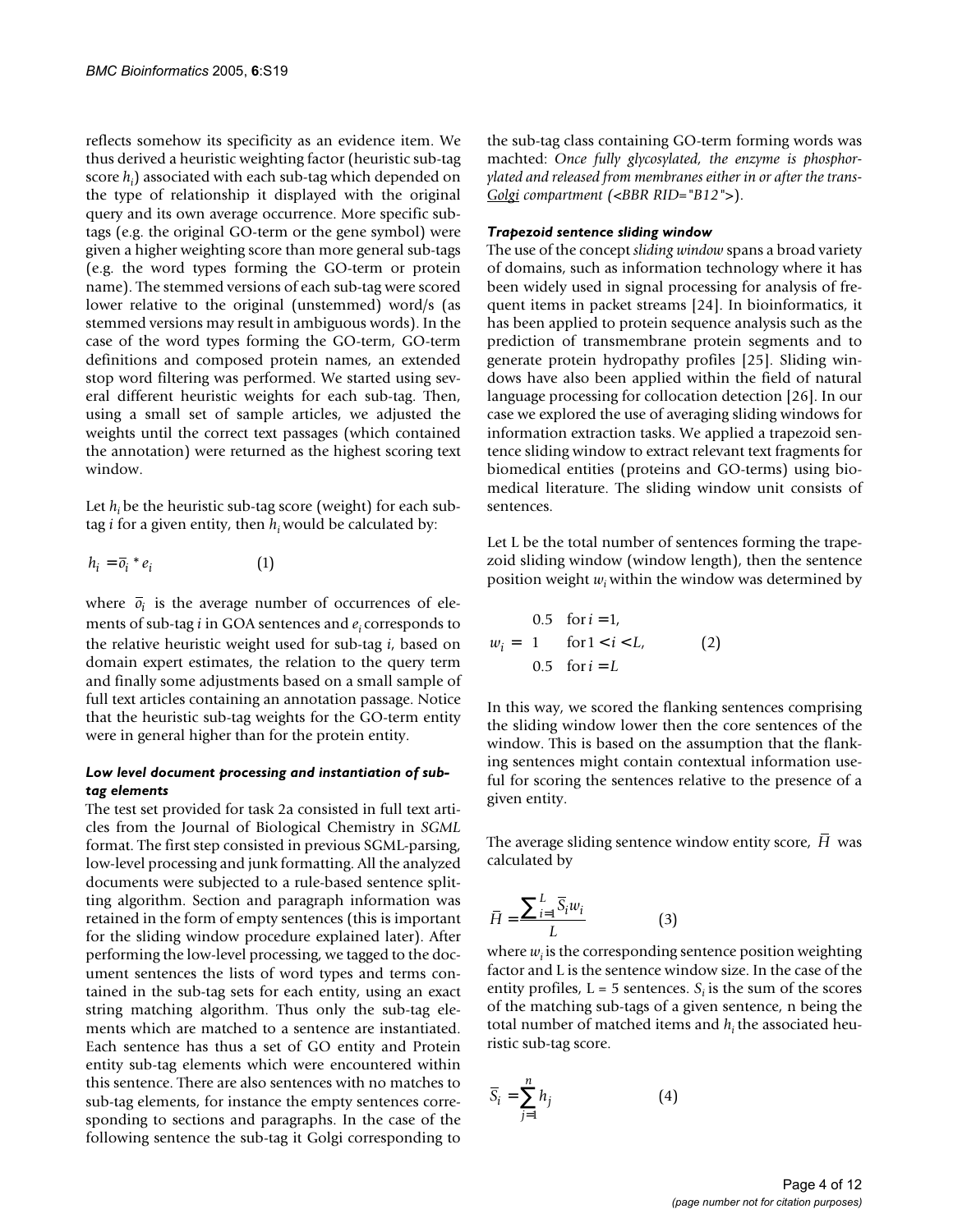reflects somehow its specificity as an evidence item. We thus derived a heuristic weighting factor (heuristic sub-tag score $h_i$) associated with each sub-tag which depended on the type of relationship it displayed with the original query and its own average occurrence. More specific sub-tags (e.g. the original GO-term or the gene symbol) were given a higher weighting score than more general sub-tags (e.g. the word types forming the GO-term or protein name). The stemmed versions of each sub-tag were scored lower relative to the original (unstemmed) word/s (as stemmed versions may result in ambiguous words). In the case of the word types forming the GO-term, GO-term definitions and composed protein names, an extended stop word filtering was performed. We started using several different heuristic weights for each sub-tag. Then, using a small set of sample articles, we adjusted the weights until the correct text passages (which contained the annotation) were returned as the highest scoring text window.

Let $h_i$ be the heuristic sub-tag score (weight) for each sub-tag $i$ for a given entity, then $h_i$ would be calculated by:

$$h_i = \bar{o}_i * e_i \qquad (1)$$

where $\bar{o}_i$ is the average number of occurrences of elements of sub-tag $i$ in GOA sentences and $e_i$ corresponds to the relative heuristic weight used for sub-tag $i$, based on domain expert estimates, the relation to the query term and finally some adjustments based on a small sample of full text articles containing an annotation passage. Notice that the heuristic sub-tag weights for the GO-term entity were in general higher than for the protein entity.

### *Low level document processing and instantiation of sub-tag elements*

The test set provided for task 2a consisted in full text articles from the Journal of Biological Chemistry in *SGML* format. The first step consisted in previous SGML-parsing, low-level processing and junk formatting. All the analyzed documents were subjected to a rule-based sentence splitting algorithm. Section and paragraph information was retained in the form of empty sentences (this is important for the sliding window procedure explained later). After performing the low-level processing, we tagged to the document sentences the lists of word types and terms contained in the sub-tag sets for each entity, using an exact string matching algorithm. Thus only the sub-tag elements which are matched to a sentence are instantiated. Each sentence has thus a set of GO entity and Protein entity sub-tag elements which were encountered within this sentence. There are also sentences with no matches to sub-tag elements, for instance the empty sentences corresponding to sections and paragraphs. In the case of the following sentence the sub-tag it Golgi corresponding to the sub-tag class containing GO-term forming words was machted: *Once fully glycosylated, the enzyme is phosphorylated and released from membranes either in or after the trans-<u>Golgi</u> compartment (<BBR RID="B12">).*

### *Trapezoid sentence sliding window*

The use of the concept *sliding window* spans a broad variety of domains, such as information technology where it has been widely used in signal processing for analysis of frequent items in packet streams [24]. In bioinformatics, it has been applied to protein sequence analysis such as the prediction of transmembrane protein segments and to generate protein hydropathy profiles [25]. Sliding windows have also been applied within the field of natural language processing for collocation detection [26]. In our case we explored the use of averaging sliding windows for information extraction tasks. We applied a trapezoid sentence sliding window to extract relevant text fragments for biomedical entities (proteins and GO-terms) using biomedical literature. The sliding window unit consists of sentences.

Let L be the total number of sentences forming the trapezoid sliding window (window length), then the sentence position weight $w_i$ within the window was determined by

$$w_i = \begin{cases} 0.5 & \text{for } i = 1, \\ 1 & \text{for } 1 < i < L, \\ 0.5 & \text{for } i = L \end{cases} \qquad (2)$$

In this way, we scored the flanking sentences comprising the sliding window lower then the core sentences of the window. This is based on the assumption that the flanking sentences might contain contextual information useful for scoring the sentences relative to the presence of a given entity.

The average sliding sentence window entity score, $\bar{H}$ was calculated by

$$\bar{H} = \frac{\sum_{i=1}^{L} \bar{S}_i w_i}{L} \qquad (3)$$

where $w_i$ is the corresponding sentence position weighting factor and L is the sentence window size. In the case of the entity profiles, L = 5 sentences. $S_i$ is the sum of the scores of the matching sub-tags of a given sentence, n being the total number of matched items and $h_i$ the associated heuristic sub-tag score.

$$\bar{S}_i = \sum_{j=1}^{n} h_j \qquad (4)$$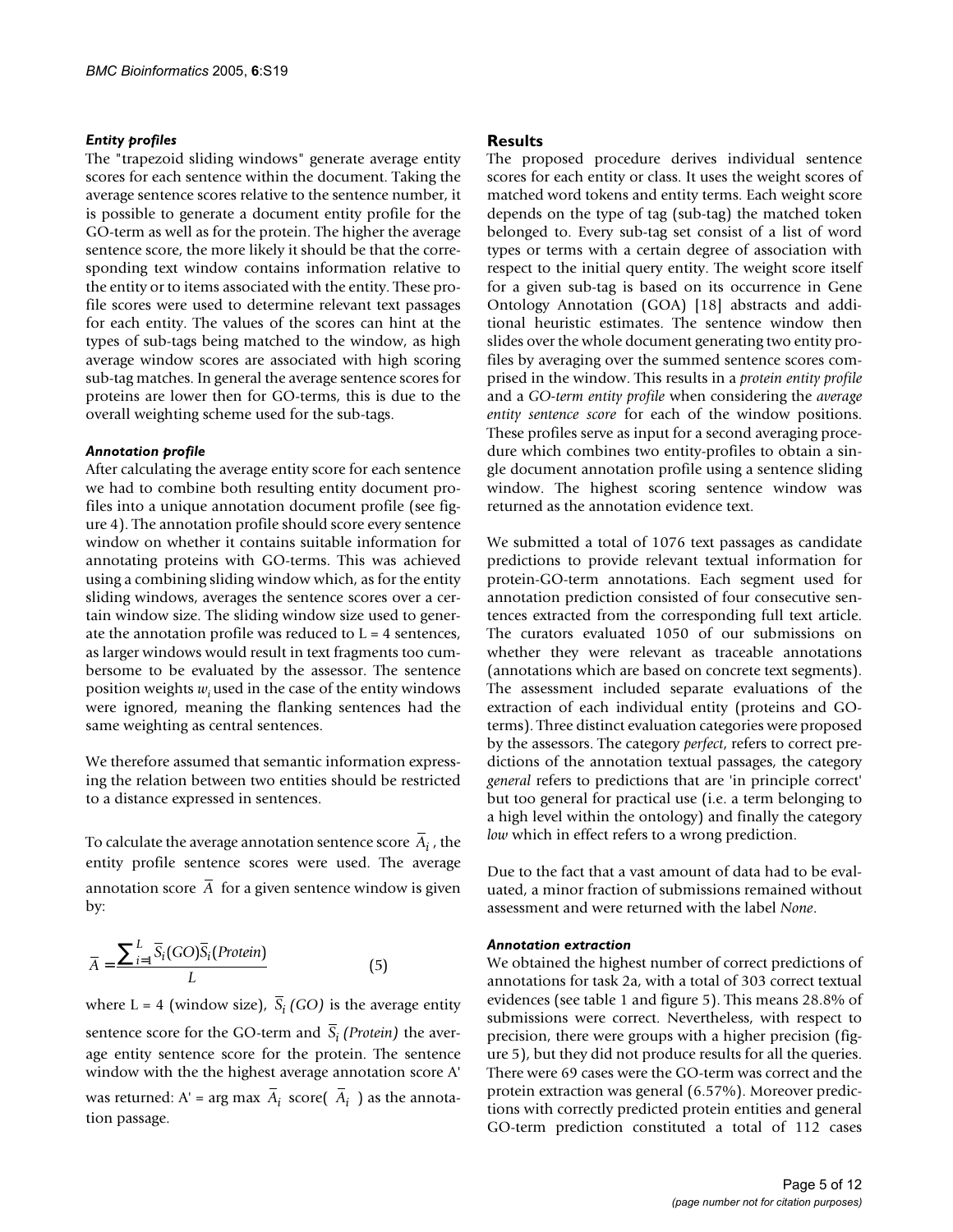### *Entity profiles*

The "trapezoid sliding windows" generate average entity scores for each sentence within the document. Taking the average sentence scores relative to the sentence number, it is possible to generate a document entity profile for the GO-term as well as for the protein. The higher the average sentence score, the more likely it should be that the corresponding text window contains information relative to the entity or to items associated with the entity. These profile scores were used to determine relevant text passages for each entity. The values of the scores can hint at the types of sub-tags being matched to the window, as high average window scores are associated with high scoring sub-tag matches. In general the average sentence scores for proteins are lower then for GO-terms, this is due to the overall weighting scheme used for the sub-tags.

### *Annotation profile*

After calculating the average entity score for each sentence we had to combine both resulting entity document profiles into a unique annotation document profile (see figure 4). The annotation profile should score every sentence window on whether it contains suitable information for annotating proteins with GO-terms. This was achieved using a combining sliding window which, as for the entity sliding windows, averages the sentence scores over a certain window size. The sliding window size used to generate the annotation profile was reduced to L = 4 sentences, as larger windows would result in text fragments too cumbersome to be evaluated by the assessor. The sentence position weights $w_i$ used in the case of the entity windows were ignored, meaning the flanking sentences had the same weighting as central sentences.

We therefore assumed that semantic information expressing the relation between two entities should be restricted to a distance expressed in sentences.

To calculate the average annotation sentence score $\overline{A}_i$, the entity profile sentence scores were used. The average annotation score $\overline{A}$ for a given sentence window is given by:

$$\overline{A} = \frac{\sum_{i=1}^{L} \overline{S}_i(GO)\overline{S}_i(Protein)}{L} \qquad (5)$$

where L = 4 (window size), $\overline{S}_i\,(GO)$ is the average entity sentence score for the GO-term and $\overline{S}_i\,(Protein)$ the average entity sentence score for the protein. The sentence window with the the highest average annotation score A' was returned: A' = arg max $\overline{A}_i$ score( $\overline{A}_i$ ) as the annotation passage.

## Results

The proposed procedure derives individual sentence scores for each entity or class. It uses the weight scores of matched word tokens and entity terms. Each weight score depends on the type of tag (sub-tag) the matched token belonged to. Every sub-tag set consist of a list of word types or terms with a certain degree of association with respect to the initial query entity. The weight score itself for a given sub-tag is based on its occurrence in Gene Ontology Annotation (GOA) [18] abstracts and additional heuristic estimates. The sentence window then slides over the whole document generating two entity profiles by averaging over the summed sentence scores comprised in the window. This results in a *protein entity profile* and a *GO-term entity profile* when considering the *average entity sentence score* for each of the window positions. These profiles serve as input for a second averaging procedure which combines two entity-profiles to obtain a single document annotation profile using a sentence sliding window. The highest scoring sentence window was returned as the annotation evidence text.

We submitted a total of 1076 text passages as candidate predictions to provide relevant textual information for protein-GO-term annotations. Each segment used for annotation prediction consisted of four consecutive sentences extracted from the corresponding full text article. The curators evaluated 1050 of our submissions on whether they were relevant as traceable annotations (annotations which are based on concrete text segments). The assessment included separate evaluations of the extraction of each individual entity (proteins and GO-terms). Three distinct evaluation categories were proposed by the assessors. The category *perfect*, refers to correct predictions of the annotation textual passages, the category *general* refers to predictions that are 'in principle correct' but too general for practical use (i.e. a term belonging to a high level within the ontology) and finally the category *low* which in effect refers to a wrong prediction.

Due to the fact that a vast amount of data had to be evaluated, a minor fraction of submissions remained without assessment and were returned with the label *None*.

### *Annotation extraction*

We obtained the highest number of correct predictions of annotations for task 2a, with a total of 303 correct textual evidences (see table 1 and figure 5). This means 28.8% of submissions were correct. Nevertheless, with respect to precision, there were groups with a higher precision (figure 5), but they did not produce results for all the queries. There were 69 cases were the GO-term was correct and the protein extraction was general (6.57%). Moreover predictions with correctly predicted protein entities and general GO-term prediction constituted a total of 112 cases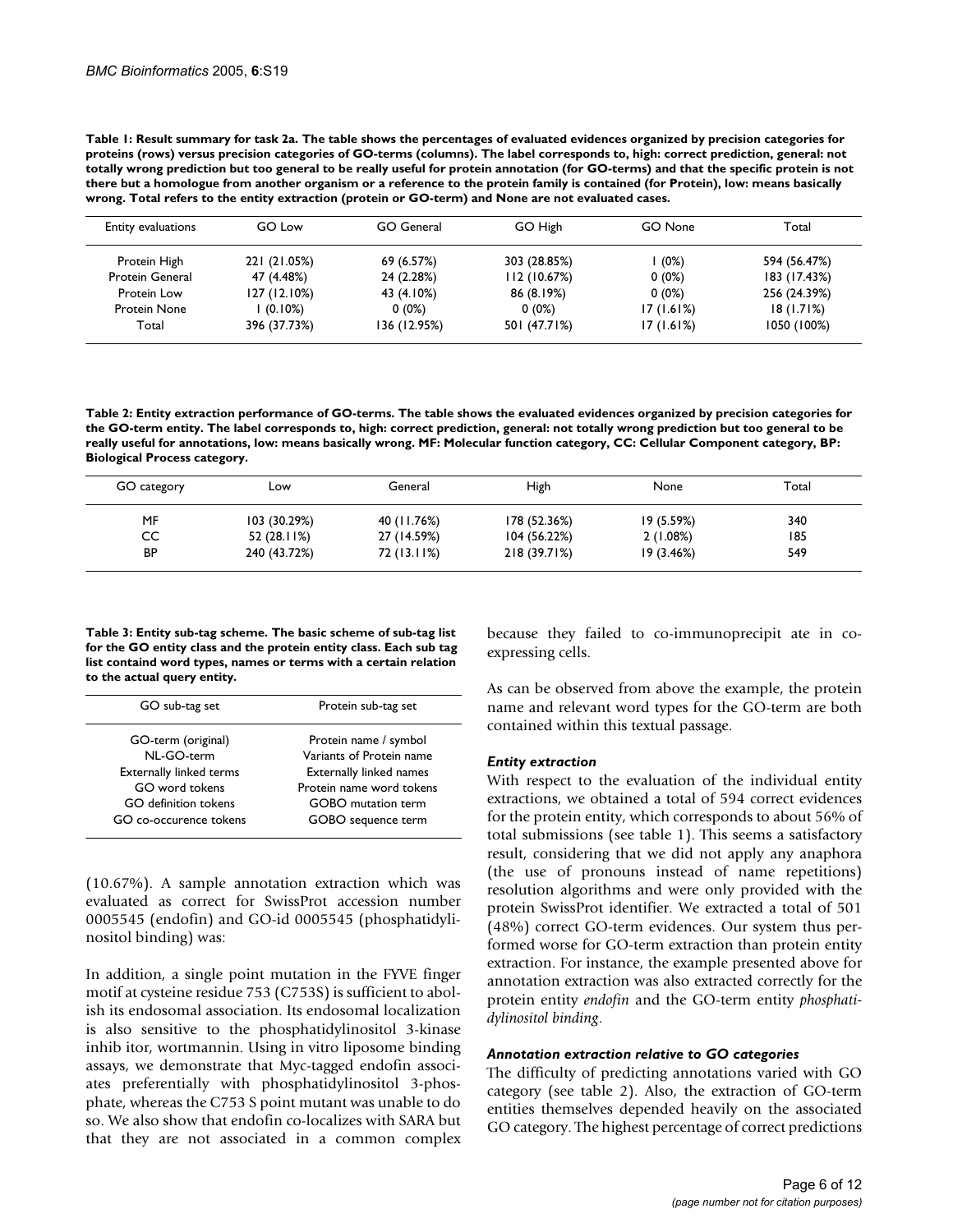**Table 1: Result summary for task 2a. The table shows the percentages of evaluated evidences organized by precision categories for proteins (rows) versus precision categories of GO-terms (columns). The label corresponds to, high: correct prediction, general: not totally wrong prediction but too general to be really useful for protein annotation (for GO-terms) and that the specific protein is not there but a homologue from another organism or a reference to the protein family is contained (for Protein), low: means basically wrong. Total refers to the entity extraction (protein or GO-term) and None are not evaluated cases.**

| Entity evaluations | GO Low | GO General | GO High | GO None | Total |
|---|---|---|---|---|---|
| Protein High | 221 (21.05%) | 69 (6.57%) | 303 (28.85%) | 1 (0%) | 594 (56.47%) |
| Protein General | 47 (4.48%) | 24 (2.28%) | 112 (10.67%) | 0 (0%) | 183 (17.43%) |
| Protein Low | 127 (12.10%) | 43 (4.10%) | 86 (8.19%) | 0 (0%) | 256 (24.39%) |
| Protein None | 1 (0.10%) | 0 (0%) | 0 (0%) | 17 (1.61%) | 18 (1.71%) |
| Total | 396 (37.73%) | 136 (12.95%) | 501 (47.71%) | 17 (1.61%) | 1050 (100%) |

**Table 2: Entity extraction performance of GO-terms. The table shows the evaluated evidences organized by precision categories for the GO-term entity. The label corresponds to, high: correct prediction, general: not totally wrong prediction but too general to be really useful for annotations, low: means basically wrong. MF: Molecular function category, CC: Cellular Component category, BP: Biological Process category.**

| GO category | Low | General | High | None | Total |
|---|---|---|---|---|---|
| MF | 103 (30.29%) | 40 (11.76%) | 178 (52.36%) | 19 (5.59%) | 340 |
| CC | 52 (28.11%) | 27 (14.59%) | 104 (56.22%) | 2 (1.08%) | 185 |
| BP | 240 (43.72%) | 72 (13.11%) | 218 (39.71%) | 19 (3.46%) | 549 |

**Table 3: Entity sub-tag scheme. The basic scheme of sub-tag list for the GO entity class and the protein entity class. Each sub tag list containd word types, names or terms with a certain relation to the actual query entity.**

| GO sub-tag set | Protein sub-tag set |
|---|---|
| GO-term (original) | Protein name / symbol |
| NL-GO-term | Variants of Protein name |
| Externally linked terms | Externally linked names |
| GO word tokens | Protein name word tokens |
| GO definition tokens | GOBO mutation term |
| GO co-occurence tokens | GOBO sequence term |

(10.67%). A sample annotation extraction which was evaluated as correct for SwissProt accession number 0005545 (endofin) and GO-id 0005545 (phosphatidylinositol binding) was:

In addition, a single point mutation in the FYVE finger motif at cysteine residue 753 (C753S) is sufficient to abolish its endosomal association. Its endosomal localization is also sensitive to the phosphatidylinositol 3-kinase inhib itor, wortmannin. Using in vitro liposome binding assays, we demonstrate that Myc-tagged endofin associates preferentially with phosphatidylinositol 3-phosphate, whereas the C753 S point mutant was unable to do so. We also show that endofin co-localizes with SARA but that they are not associated in a common complex because they failed to co-immunoprecipit ate in co-expressing cells.

As can be observed from above the example, the protein name and relevant word types for the GO-term are both contained within this textual passage.

### *Entity extraction*

With respect to the evaluation of the individual entity extractions, we obtained a total of 594 correct evidences for the protein entity, which corresponds to about 56% of total submissions (see table 1). This seems a satisfactory result, considering that we did not apply any anaphora (the use of pronouns instead of name repetitions) resolution algorithms and were only provided with the protein SwissProt identifier. We extracted a total of 501 (48%) correct GO-term evidences. Our system thus performed worse for GO-term extraction than protein entity extraction. For instance, the example presented above for annotation extraction was also extracted correctly for the protein entity *endofin* and the GO-term entity *phosphatidylinositol binding*.

### *Annotation extraction relative to GO categories*

The difficulty of predicting annotations varied with GO category (see table 2). Also, the extraction of GO-term entities themselves depended heavily on the associated GO category. The highest percentage of correct predictions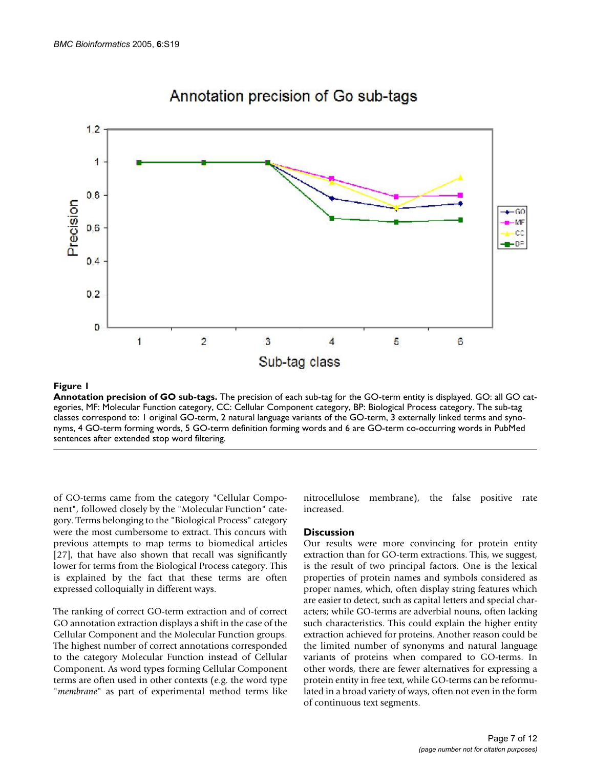**Figure 1**

**Annotation precision of GO sub-tags.** The precision of each sub-tag for the GO-term entity is displayed. GO: all GO categories, MF: Molecular Function category, CC: Cellular Component category, BP: Biological Process category. The sub-tag classes correspond to: 1 original GO-term, 2 natural language variants of the GO-term, 3 externally linked terms and synonyms, 4 GO-term forming words, 5 GO-term definition forming words and 6 are GO-term co-occurring words in PubMed sentences after extended stop word filtering.

of GO-terms came from the category "Cellular Component", followed closely by the "Molecular Function" category. Terms belonging to the "Biological Process" category were the most cumbersome to extract. This concurs with previous attempts to map terms to biomedical articles [27], that have also shown that recall was significantly lower for terms from the Biological Process category. This is explained by the fact that these terms are often expressed colloquially in different ways.

The ranking of correct GO-term extraction and of correct GO annotation extraction displays a shift in the case of the Cellular Component and the Molecular Function groups. The highest number of correct annotations corresponded to the category Molecular Function instead of Cellular Component. As word types forming Cellular Component terms are often used in other contexts (e.g. the word type "*membrane*" as part of experimental method terms like nitrocellulose membrane), the false positive rate increased.

## Discussion

Our results were more convincing for protein entity extraction than for GO-term extractions. This, we suggest, is the result of two principal factors. One is the lexical properties of protein names and symbols considered as proper names, which, often display string features which are easier to detect, such as capital letters and special characters; while GO-terms are adverbial nouns, often lacking such characteristics. This could explain the higher entity extraction achieved for proteins. Another reason could be the limited number of synonyms and natural language variants of proteins when compared to GO-terms. In other words, there are fewer alternatives for expressing a protein entity in free text, while GO-terms can be reformulated in a broad variety of ways, often not even in the form of continuous text segments.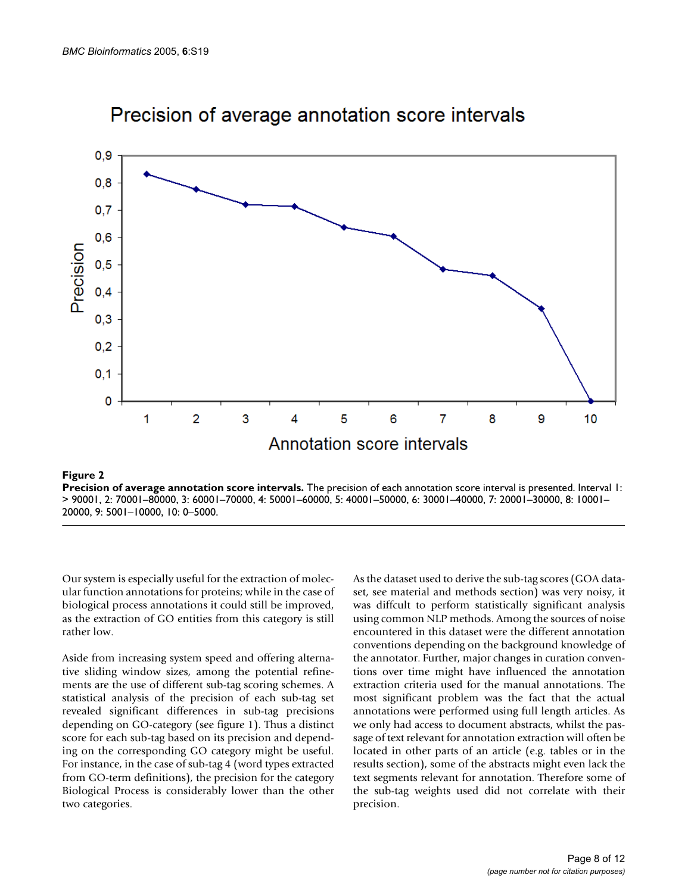**Figure 2**

**Precision of average annotation score intervals.** The precision of each annotation score interval is presented. Interval 1: > 90001, 2: 70001–80000, 3: 60001–70000, 4: 50001–60000, 5: 40001–50000, 6: 30001–40000, 7: 20001–30000, 8: 10001–20000, 9: 5001–10000, 10: 0–5000.

Our system is especially useful for the extraction of molecular function annotations for proteins; while in the case of biological process annotations it could still be improved, as the extraction of GO entities from this category is still rather low.

Aside from increasing system speed and offering alternative sliding window sizes, among the potential refinements are the use of different sub-tag scoring schemes. A statistical analysis of the precision of each sub-tag set revealed significant differences in sub-tag precisions depending on GO-category (see figure 1). Thus a distinct score for each sub-tag based on its precision and depending on the corresponding GO category might be useful. For instance, in the case of sub-tag 4 (word types extracted from GO-term definitions), the precision for the category Biological Process is considerably lower than the other two categories.

As the dataset used to derive the sub-tag scores (GOA dataset, see material and methods section) was very noisy, it was diffcult to perform statistically significant analysis using common NLP methods. Among the sources of noise encountered in this dataset were the different annotation conventions depending on the background knowledge of the annotator. Further, major changes in curation conventions over time might have influenced the annotation extraction criteria used for the manual annotations. The most significant problem was the fact that the actual annotations were performed using full length articles. As we only had access to document abstracts, whilst the passage of text relevant for annotation extraction will often be located in other parts of an article (e.g. tables or in the results section), some of the abstracts might even lack the text segments relevant for annotation. Therefore some of the sub-tag weights used did not correlate with their precision.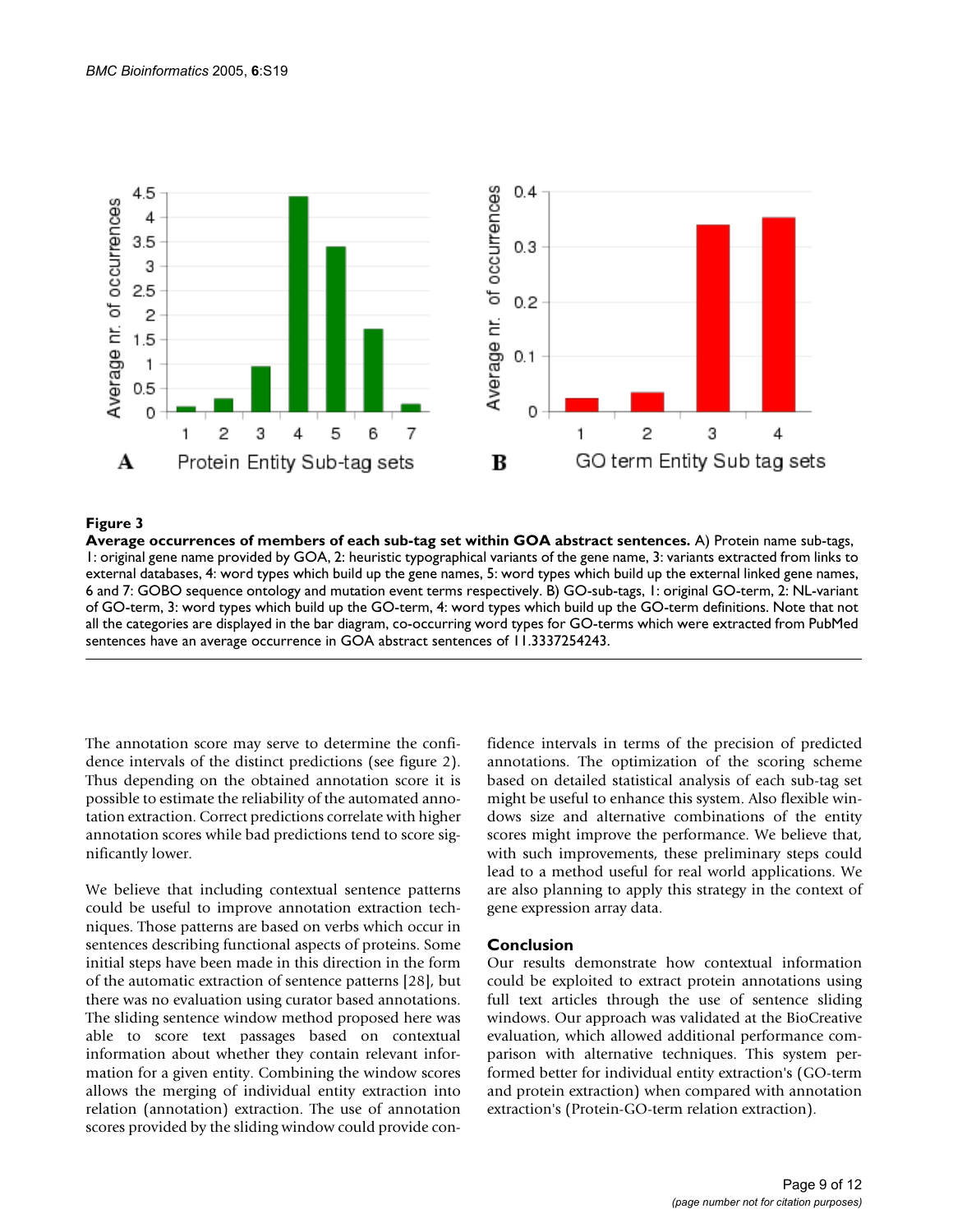**Figure 3**

**Average occurrences of members of each sub-tag set within GOA abstract sentences.** A) Protein name sub-tags, 1: original gene name provided by GOA, 2: heuristic typographical variants of the gene name, 3: variants extracted from links to external databases, 4: word types which build up the gene names, 5: word types which build up the external linked gene names, 6 and 7: GOBO sequence ontology and mutation event terms respectively. B) GO-sub-tags, 1: original GO-term, 2: NL-variant of GO-term, 3: word types which build up the GO-term, 4: word types which build up the GO-term definitions. Note that not all the categories are displayed in the bar diagram, co-occurring word types for GO-terms which were extracted from PubMed sentences have an average occurrence in GOA abstract sentences of 11.3337254243.

The annotation score may serve to determine the confidence intervals of the distinct predictions (see figure 2). Thus depending on the obtained annotation score it is possible to estimate the reliability of the automated annotation extraction. Correct predictions correlate with higher annotation scores while bad predictions tend to score significantly lower.

We believe that including contextual sentence patterns could be useful to improve annotation extraction techniques. Those patterns are based on verbs which occur in sentences describing functional aspects of proteins. Some initial steps have been made in this direction in the form of the automatic extraction of sentence patterns [28], but there was no evaluation using curator based annotations. The sliding sentence window method proposed here was able to score text passages based on contextual information about whether they contain relevant information for a given entity. Combining the window scores allows the merging of individual entity extraction into relation (annotation) extraction. The use of annotation scores provided by the sliding window could provide confidence intervals in terms of the precision of predicted annotations. The optimization of the scoring scheme based on detailed statistical analysis of each sub-tag set might be useful to enhance this system. Also flexible windows size and alternative combinations of the entity scores might improve the performance. We believe that, with such improvements, these preliminary steps could lead to a method useful for real world applications. We are also planning to apply this strategy in the context of gene expression array data.

## Conclusion

Our results demonstrate how contextual information could be exploited to extract protein annotations using full text articles through the use of sentence sliding windows. Our approach was validated at the BioCreative evaluation, which allowed additional performance comparison with alternative techniques. This system performed better for individual entity extraction's (GO-term and protein extraction) when compared with annotation extraction's (Protein-GO-term relation extraction).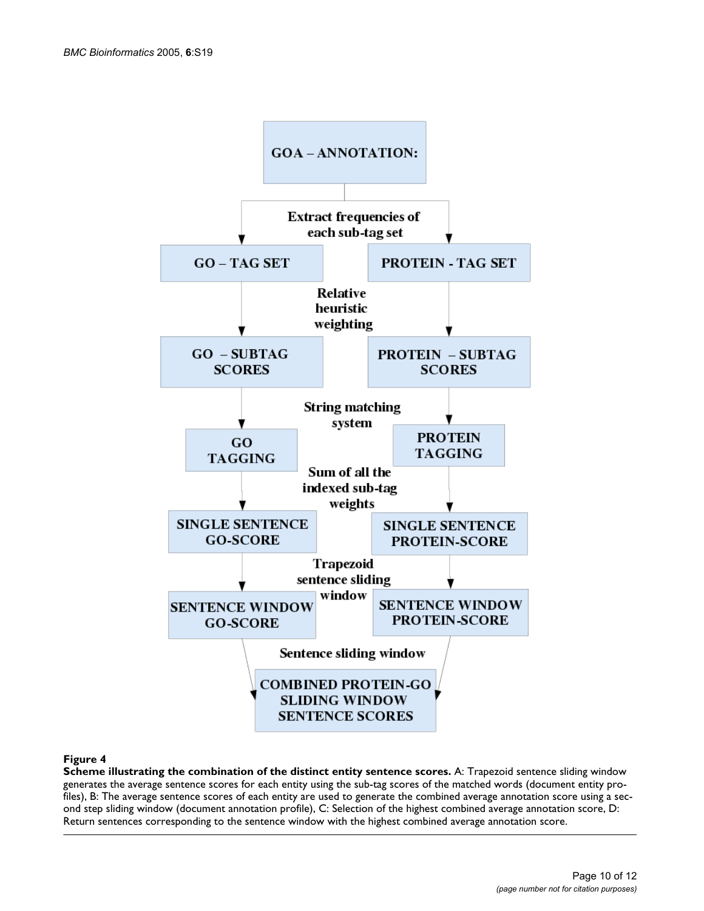**Figure 4**

**Scheme illustrating the combination of the distinct entity sentence scores.** A: Trapezoid sentence sliding window generates the average sentence scores for each entity using the sub-tag scores of the matched words (document entity profiles), B: The average sentence scores of each entity are used to generate the combined average annotation score using a second step sliding window (document annotation profile), C: Selection of the highest combined average annotation score, D: Return sentences corresponding to the sentence window with the highest combined average annotation score.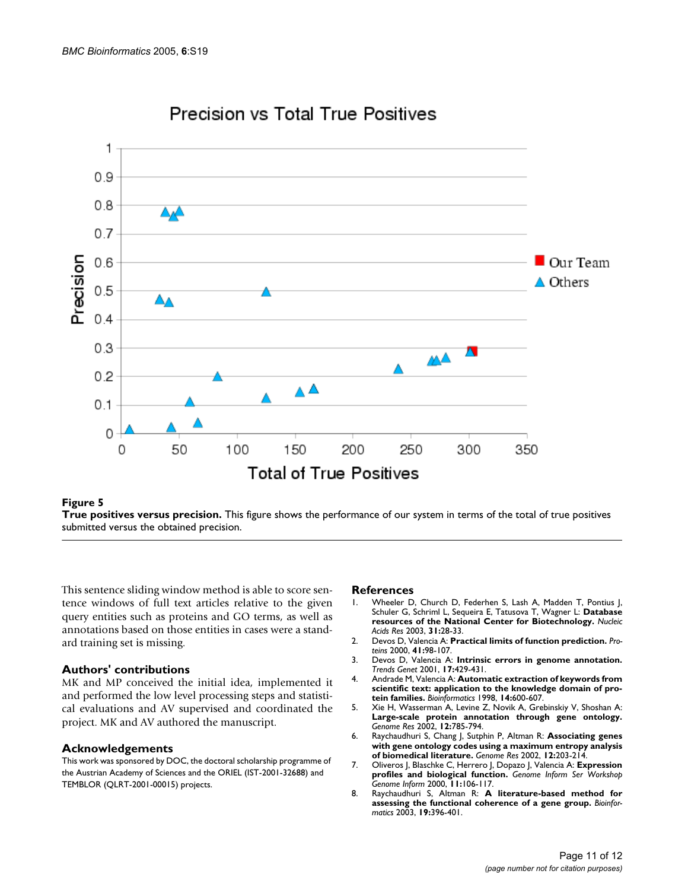**Figure 5**

**True positives versus precision.** This figure shows the performance of our system in terms of the total of true positives submitted versus the obtained precision.

This sentence sliding window method is able to score sentence windows of full text articles relative to the given query entities such as proteins and GO terms, as well as annotations based on those entities in cases were a standard training set is missing.

## Authors' contributions

MK and MP conceived the initial idea, implemented it and performed the low level processing steps and statistical evaluations and AV supervised and coordinated the project. MK and AV authored the manuscript.

## Acknowledgements

This work was sponsored by DOC, the doctoral scholarship programme of the Austrian Academy of Sciences and the ORIEL (IST-2001-32688) and TEMBLOR (QLRT-2001-00015) projects.

## References

1. Wheeler D, Church D, Federhen S, Lash A, Madden T, Pontius J, Schuler G, Schriml L, Sequeira E, Tatusova T, Wagner L: **Database resources of the National Center for Biotechnology.** *Nucleic Acids Res* 2003, **31:**28-33.
2. Devos D, Valencia A: **Practical limits of function prediction.** *Proteins* 2000, **41:**98-107.
3. Devos D, Valencia A: **Intrinsic errors in genome annotation.** *Trends Genet* 2001, **17:**429-431.
4. Andrade M, Valencia A: **Automatic extraction of keywords from scientific text: application to the knowledge domain of protein families.** *Bioinformatics* 1998, **14:**600-607.
5. Xie H, Wasserman A, Levine Z, Novik A, Grebinskiy V, Shoshan A: **Large-scale protein annotation through gene ontology.** *Genome Res* 2002, **12:**785-794.
6. Raychaudhuri S, Chang J, Sutphin P, Altman R: **Associating genes with gene ontology codes using a maximum entropy analysis of biomedical literature.** *Genome Res* 2002, **12:**203-214.
7. Oliveros J, Blaschke C, Herrero J, Dopazo J, Valencia A: **Expression profiles and biological function.** *Genome Inform Ser Workshop Genome Inform* 2000, **11:**106-117.
8. Raychaudhuri S, Altman R: **A literature-based method for assessing the functional coherence of a gene group.** *Bioinformatics* 2003, **19:**396-401.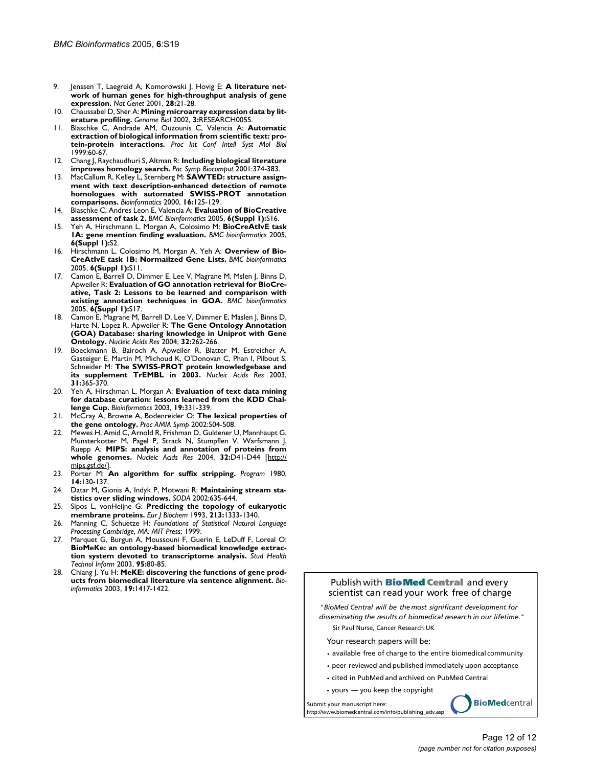9. Jenssen T, Laegreid A, Komorowski J, Hovig E: **A literature network of human genes for high-throughput analysis of gene expression.** *Nat Genet* 2001, **28:**21-28.
10. Chaussabel D, Sher A: **Mining microarray expression data by literature profiling.** *Genome Biol* 2002, **3:**RESEARCH0055.
11. Blaschke C, Andrade AM, Ouzounis C, Valencia A: **Automatic extraction of biological information from scientific text: protein-protein interactions.** *Proc Int Conf Intell Syst Mol Biol* 1999:60-67.
12. Chang J, Raychaudhuri S, Altman R: **Including biological literature improves homology search.** *Pac Symp Biocomput* 2001:374-383.
13. MacCallum R, Kelley L, Sternberg M: **SAWTED: structure assignment with text description-enhanced detection of remote homologues with automated SWISS-PROT annotation comparisons.** *Bioinformatics* 2000, **16:**125-129.
14. Blaschke C, Andres Leon E, Valencia A: **Evaluation of BioCreative assessment of task 2.** *BMC Bioinformatics* 2005, **6(Suppl 1):**S16.
15. Yeh A, Hirschmann L, Morgan A, Colosimo M: **BioCreAtIvE task 1A: gene mention finding evaluation.** *BMC bioinformatics* 2005, **6(Suppl 1):**S2.
16. Hirschmann L, Colosimo M, Morgan A, Yeh A: **Overview of BioCreAtIvE task 1B: Normailzed Gene Lists.** *BMC bioinformatics* 2005, **6(Suppl 1):**S11.
17. Camon E, Barrell D, Dimmer E, Lee V, Magrane M, Mslen J, Binns D, Apweiler R: **Evaluation of GO annotation retrieval for BioCreative, Task 2: Lessons to be learned and comparison with existing annotation techniques in GOA.** *BMC bioinformatics* 2005, **6(Suppl 1):**S17.
18. Camon E, Magrane M, Barrell D, Lee V, Dimmer E, Maslen J, Binns D, Harte N, Lopez R, Apweiler R: **The Gene Ontology Annotation (GOA) Database: sharing knowledge in Uniprot with Gene Ontology.** *Nucleic Acids Res* 2004, **32:**262-266.
19. Boeckmann B, Bairoch A, Apweiler R, Blatter M, Estreicher A, Gasteiger E, Martin M, Michoud K, O'Donovan C, Phan I, Pilbout S, Schneider M: **The SWISS-PROT protein knowledgebase and its supplement TrEMBL in 2003.** *Nucleic Acids Res* 2003, **31:**365-370.
20. Yeh A, Hirschman L, Morgan A: **Evaluation of text data mining for database curation: lessons learned from the KDD Challenge Cup.** *Bioinformatics* 2003, **19:**331-339.
21. McCray A, Browne A, Bodenreider O: **The lexical properties of the gene ontology.** *Proc AMIA Symp* 2002:504-508.
22. Mewes H, Amid C, Arnold R, Frishman D, Guldener U, Mannhaupt G, Munsterkotter M, Pagel P, Strack N, Stumpflen V, Warfsmann J, Ruepp A: **MIPS: analysis and annotation of proteins from whole genomes.** *Nucleic Acids Res* 2004, **32:**D41-D44 [http://mips.gsf.de/].
23. Porter M: **An algorithm for suffix stripping.** *Program* 1980, **14:**130-137.
24. Datar M, Gionis A, Indyk P, Motwani R: **Maintaining stream statistics over sliding windows.** *SODA* 2002:635-644.
25. Sipos L, vonHeijne G: **Predicting the topology of eukaryotic membrane proteins.** *Eur J Biochem* 1993, **213:**1333-1340.
26. Manning C, Schuetze H: *Foundations of Statistical Natural Language Processing Cambridge, MA: MIT Press*; 1999.
27. Marquet G, Burgun A, Moussouni F, Guerin E, LeDuff F, Loreal O: **BioMeKe: an ontology-based biomedical knowledge extraction system devoted to transcriptome analysis.** *Stud Health Technol Inform* 2003, **95:**80-85.
28. Chiang J, Yu H: **MeKE: discovering the functions of gene products from biomedical literature via sentence alignment.** *Bioinformatics* 2003, **19:**1417-1422.

Publish with **BioMed Central** and every scientist can read your work free of charge

*"BioMed Central will be the most significant development for disseminating the results of biomedical research in our lifetime."*

Sir Paul Nurse, Cancer Research UK

Your research papers will be:

- available free of charge to the entire biomedical community
- peer reviewed and published immediately upon acceptance
- cited in PubMed and archived on PubMed Central
- yours — you keep the copyright

Submit your manuscript here:
http://www.biomedcentral.com/info/publishing_adv.asp

**BioMed**central